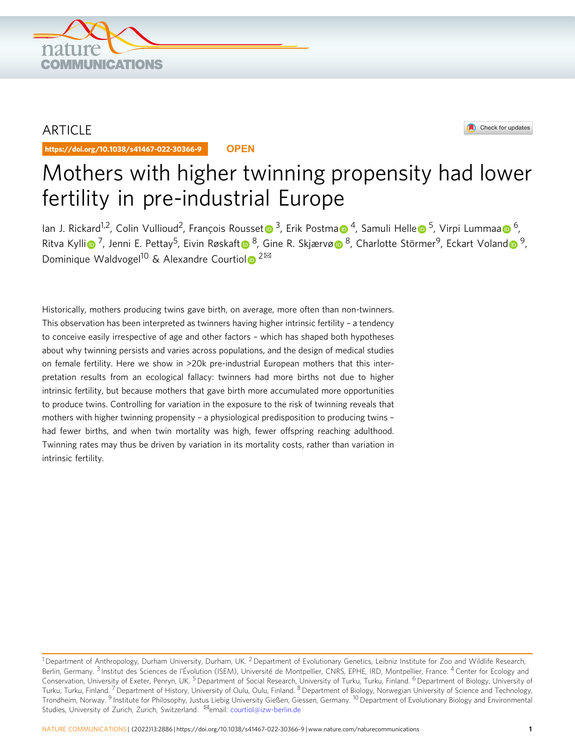ARTICLE

https://doi.org/10.1038/s41467-022-30366-9

OPEN

# Mothers with higher twinning propensity had lower fertility in pre-industrial Europe

Ian J. Rickard[1,2], Colin Vullioud[2], François Rousset[3], Erik Postma[4], Samuli Helle[5], Virpi Lummaa[6], Ritva Kylli[7], Jenni E. Pettay[5], Eivin Røskaft[8], Gine R. Skjærvø[8], Charlotte Störmer[9], Eckart Voland[9], Dominique Waldvogel[10] & Alexandre Courtiol[2]✉

Historically, mothers producing twins gave birth, on average, more often than non-twinners. This observation has been interpreted as twinners having higher intrinsic fertility – a tendency to conceive easily irrespective of age and other factors – which has shaped both hypotheses about why twinning persists and varies across populations, and the design of medical studies on female fertility. Here we show in >20k pre-industrial European mothers that this interpretation results from an ecological fallacy: twinners had more births not due to higher intrinsic fertility, but because mothers that gave birth more accumulated more opportunities to produce twins. Controlling for variation in the exposure to the risk of twinning reveals that mothers with higher twinning propensity – a physiological predisposition to producing twins – had fewer births, and when twin mortality was high, fewer offspring reaching adulthood. Twinning rates may thus be driven by variation in its mortality costs, rather than variation in intrinsic fertility.

[1] Department of Anthropology, Durham University, Durham, UK. [2] Department of Evolutionary Genetics, Leibniz Institute for Zoo and Wildlife Research, Berlin, Germany. [3] Institut des Sciences de l'Évolution (ISEM), Université de Montpellier, CNRS, EPHE, IRD, Montpellier, France. [4] Center for Ecology and Conservation, University of Exeter, Penryn, UK. [5] Department of Social Research, University of Turku, Turku, Finland. [6] Department of Biology, University of Turku, Turku, Finland. [7] Department of History, University of Oulu, Oulu, Finland. [8] Department of Biology, Norwegian University of Science and Technology, Trondheim, Norway. [9] Institute for Philosophy, Justus Liebig University Gießen, Giessen, Germany. [10] Department of Evolutionary Biology and Environmental Studies, University of Zurich, Zurich, Switzerland. ✉email: courtiol@izw-berlin.de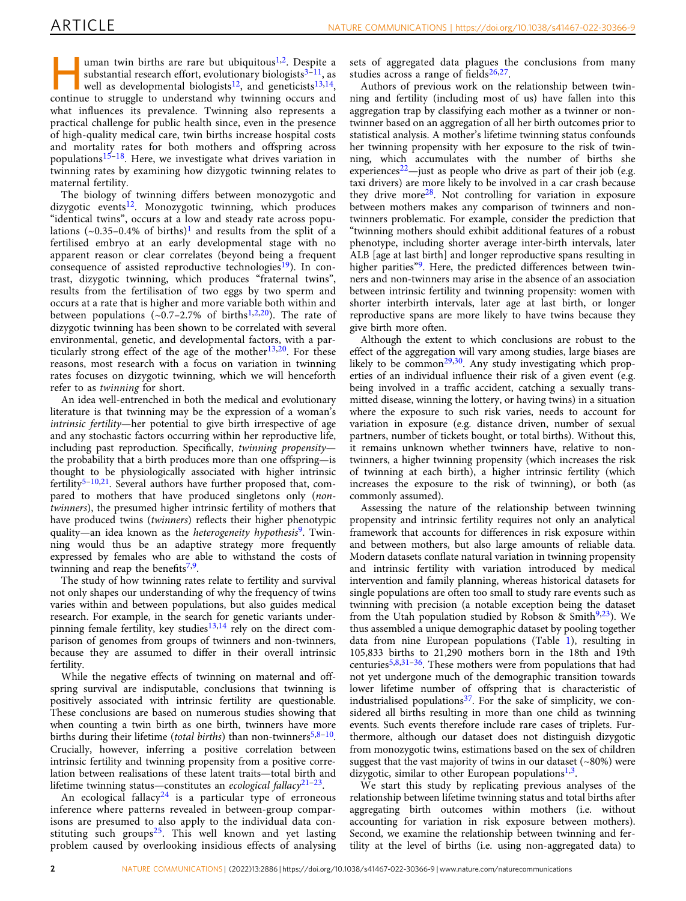Human twin births are rare but ubiquitous[1,2]. Despite a substantial research effort, evolutionary biologists[3–11], as well as developmental biologists[12], and geneticists[13,14], continue to struggle to understand why twinning occurs and what influences its prevalence. Twinning also represents a practical challenge for public health since, even in the presence of high-quality medical care, twin births increase hospital costs and mortality rates for both mothers and offspring across populations[15–18]. Here, we investigate what drives variation in twinning rates by examining how dizygotic twinning relates to maternal fertility.

The biology of twinning differs between monozygotic and dizygotic events[12]. Monozygotic twinning, which produces "identical twins", occurs at a low and steady rate across populations (~0.35–0.4% of births)[1] and results from the split of a fertilised embryo at an early developmental stage with no apparent reason or clear correlates (beyond being a frequent consequence of assisted reproductive technologies[19]). In contrast, dizygotic twinning, which produces "fraternal twins", results from the fertilisation of two eggs by two sperm and occurs at a rate that is higher and more variable both within and between populations (~0.7–2.7% of births[1,2,20]). The rate of dizygotic twinning has been shown to be correlated with several environmental, genetic, and developmental factors, with a particularly strong effect of the age of the mother[13,20]. For these reasons, most research with a focus on variation in twinning rates focuses on dizygotic twinning, which we will henceforth refer to as *twinning* for short.

An idea well-entrenched in both the medical and evolutionary literature is that twinning may be the expression of a woman's *intrinsic fertility*—her potential to give birth irrespective of age and any stochastic factors occurring within her reproductive life, including past reproduction. Specifically, *twinning propensity*—the probability that a birth produces more than one offspring—is thought to be physiologically associated with higher intrinsic fertility[5–10,21]. Several authors have further proposed that, compared to mothers that have produced singletons only (*non-twinners*), the presumed higher intrinsic fertility of mothers that have produced twins (*twinners*) reflects their higher phenotypic quality—an idea known as the *heterogeneity hypothesis*[9]. Twinning would thus be an adaptive strategy more frequently expressed by females who are able to withstand the costs of twinning and reap the benefits[7,9].

The study of how twinning rates relate to fertility and survival not only shapes our understanding of why the frequency of twins varies within and between populations, but also guides medical research. For example, in the search for genetic variants underpinning female fertility, key studies[13,14] rely on the direct comparison of genomes from groups of twinners and non-twinners, because they are assumed to differ in their overall intrinsic fertility.

While the negative effects of twinning on maternal and offspring survival are indisputable, conclusions that twinning is positively associated with intrinsic fertility are questionable. These conclusions are based on numerous studies showing that when counting a twin birth as one birth, twinners have more births during their lifetime (*total births*) than non-twinners[5,8–10]. Crucially, however, inferring a positive correlation between intrinsic fertility and twinning propensity from a positive correlation between realisations of these latent traits—total birth and lifetime twinning status—constitutes an *ecological fallacy*[21–23].

An ecological fallacy[24] is a particular type of erroneous inference where patterns revealed in between-group comparisons are presumed to also apply to the individual data constituting such groups[25]. This well known and yet lasting problem caused by overlooking insidious effects of analysing sets of aggregated data plagues the conclusions from many studies across a range of fields[26,27].

Authors of previous work on the relationship between twinning and fertility (including most of us) have fallen into this aggregation trap by classifying each mother as a twinner or non-twinner based on an aggregation of all her birth outcomes prior to statistical analysis. A mother's lifetime twinning status confounds her twinning propensity with her exposure to the risk of twinning, which accumulates with the number of births she experiences[22]—just as people who drive as part of their job (e.g. taxi drivers) are more likely to be involved in a car crash because they drive more[28]. Not controlling for variation in exposure between mothers makes any comparison of twinners and non-twinners problematic. For example, consider the prediction that "twinning mothers should exhibit additional features of a robust phenotype, including shorter average inter-birth intervals, later ALB [age at last birth] and longer reproductive spans resulting in higher parities"[9]. Here, the predicted differences between twinners and non-twinners may arise in the absence of an association between intrinsic fertility and twinning propensity: women with shorter interbirth intervals, later age at last birth, or longer reproductive spans are more likely to have twins because they give birth more often.

Although the extent to which conclusions are robust to the effect of the aggregation will vary among studies, large biases are likely to be common[29,30]. Any study investigating which properties of an individual influence their risk of a given event (e.g. being involved in a traffic accident, catching a sexually transmitted disease, winning the lottery, or having twins) in a situation where the exposure to such risk varies, needs to account for variation in exposure (e.g. distance driven, number of sexual partners, number of tickets bought, or total births). Without this, it remains unknown whether twinners have, relative to non-twinners, a higher twinning propensity (which increases the risk of twinning at each birth), a higher intrinsic fertility (which increases the exposure to the risk of twinning), or both (as commonly assumed).

Assessing the nature of the relationship between twinning propensity and intrinsic fertility requires not only an analytical framework that accounts for differences in risk exposure within and between mothers, but also large amounts of reliable data. Modern datasets conflate natural variation in twinning propensity and intrinsic fertility with variation introduced by medical intervention and family planning, whereas historical datasets for single populations are often too small to study rare events such as twinning with precision (a notable exception being the dataset from the Utah population studied by Robson & Smith[9,23]). We thus assembled a unique demographic dataset by pooling together data from nine European populations (Table 1), resulting in 105,833 births to 21,290 mothers born in the 18th and 19th centuries[5,8,31–36]. These mothers were from populations that had not yet undergone much of the demographic transition towards lower lifetime number of offspring that is characteristic of industrialised populations[37]. For the sake of simplicity, we considered all births resulting in more than one child as twinning events. Such events therefore include rare cases of triplets. Furthermore, although our dataset does not distinguish dizygotic from monozygotic twins, estimations based on the sex of children suggest that the vast majority of twins in our dataset (~80%) were dizygotic, similar to other European populations[1,3].

We start this study by replicating previous analyses of the relationship between lifetime twinning status and total births after aggregating birth outcomes within mothers (i.e. without accounting for variation in risk exposure between mothers). Second, we examine the relationship between twinning and fertility at the level of births (i.e. using non-aggregated data) to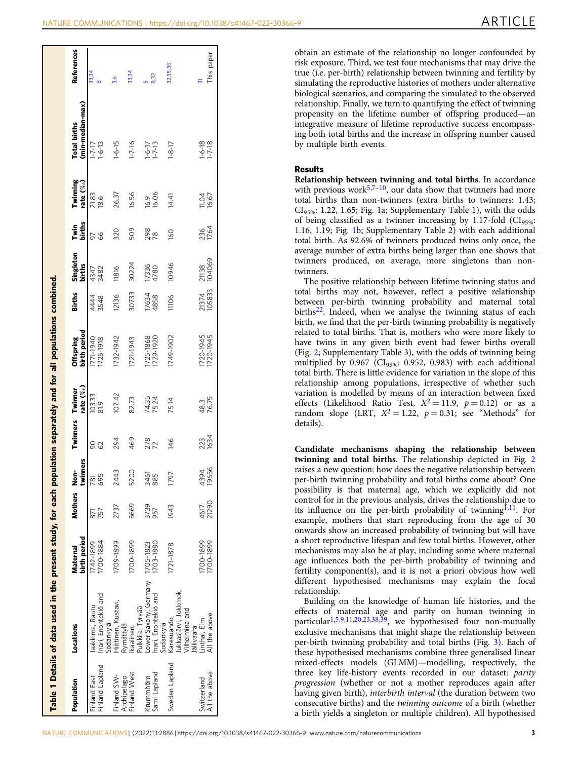**Table 1 Details of data used in the present study, for each population separately and for all populations combined.**

| Population | Locations | Maternal birth period | Mothers | Non-twinners | Twinners | Twinner rate (‰) | Offspring birth period | Births | Singleton births | Twin births | Twinning rate (‰) | Total births (min-median-max) | References |
|---|---|---|---|---|---|---|---|---|---|---|---|---|---|
| Finland East | Jaakkima, Rautu | 1742-1899 | 871 | 781 | 90 | 103.33 | 1771-1940 | 4444 | 4347 | 97 | 21.83 | 1-7-17 | 33,34 |
| Finland Lapland | Inari, Enontekiö and Sodankylä | 1700-1884 | 757 | 695 | 62 | 81.9 | 1725-1918 | 3548 | 3482 | 66 | 18.6 | 1-6-13 | 8 |
| Finland SW-Archipelago | Hiittinen, Kustavi, Rymättylä | 1709-1899 | 2737 | 2443 | 294 | 107.42 | 1732-1942 | 12136 | 11816 | 320 | 26.37 | 1-6-15 | 3,6 |
| Finland West | Ikaalinen, Pulkkila, Tyrvää | 1700-1899 | 5669 | 5200 | 469 | 82.73 | 1721-1943 | 30733 | 30224 | 509 | 16.56 | 1-7-16 | 33,34 |
| Krummhörn | Lower Saxony, Germany | 1705-1823 | 3739 | 3461 | 278 | 74.35 | 1725-1868 | 17634 | 17336 | 298 | 16.9 | 1-6-17 | 5 |
| Sami Lapland | Inari, Enontekiö and Sodankylä | 1703-1880 | 957 | 885 | 72 | 75.24 | 1729-1920 | 4858 | 4780 | 78 | 16.06 | 1-7-13 | 8,32 |
| Sweden Lapland | Karesuando, Jukkasjärvi, Jokkmokk, Vilhelmina and Jällivaara | 1721-1878 | 1943 | 1797 | 146 | 75.14 | 1749-1902 | 11106 | 10946 | 160 | 14.41 | 1-8-17 | 32,35,36 |
| Switzerland | Linthal, Elm | 1700-1899 | 4617 | 4394 | 223 | 48.3 | 1720-1945 | 21374 | 21138 | 236 | 11.04 | 1-6-18 | 31 |
| All the above | All the above | 1700-1899 | 21290 | 19656 | 1634 | 76.75 | 1720-1945 | 105833 | 104069 | 1764 | 16.67 | 1-7-18 | This paper |

obtain an estimate of the relationship no longer confounded by risk exposure. Third, we test four mechanisms that may drive the true (i.e. per-birth) relationship between twinning and fertility by simulating the reproductive histories of mothers under alternative biological scenarios, and comparing the simulated to the observed relationship. Finally, we turn to quantifying the effect of twinning propensity on the lifetime number of offspring produced—an integrative measure of lifetime reproductive success encompassing both total births and the increase in offspring number caused by multiple birth events.

## Results

**Relationship between twinning and total births**. In accordance with previous work[5,7–10], our data show that twinners had more total births than non-twinners (extra births to twinners: 1.43; $CI_{95\%}$: 1.22, 1.65; Fig. 1a; Supplementary Table 1), with the odds of being classified as a twinner increasing by 1.17-fold ($CI_{95\%}$: 1.16, 1.19; Fig. 1b; Supplementary Table 2) with each additional total birth. As 92.6% of twinners produced twins only once, the average number of extra births being larger than one shows that twinners produced, on average, more singletons than non-twinners.

The positive relationship between lifetime twinning status and total births may not, however, reflect a positive relationship between per-birth twinning probability and maternal total births[22]. Indeed, when we analyse the twinning status of each birth, we find that the per-birth twinning probability is negatively related to total births. That is, mothers who were more likely to have twins in any given birth event had fewer births overall (Fig. 2; Supplementary Table 3), with the odds of twinning being multiplied by 0.967 ($CI_{95\%}$: 0.952, 0.983) with each additional total birth. There is little evidence for variation in the slope of this relationship among populations, irrespective of whether such variation is modelled by means of an interaction between fixed effects (Likelihood Ratio Test, $X^2 = 11.9$, $p = 0.12$) or as a random slope (LRT, $X^2 = 1.22$, $p = 0.31$; see "Methods" for details).

**Candidate mechanisms shaping the relationship between twinning and total births**. The relationship depicted in Fig. 2 raises a new question: how does the negative relationship between per-birth twinning probability and total births come about? One possibility is that maternal age, which we explicitly did not control for in the previous analysis, drives the relationship due to its influence on the per-birth probability of twinning[1,11]. For example, mothers that start reproducing from the age of 30 onwards show an increased probability of twinning but will have a short reproductive lifespan and few total births. However, other mechanisms may also be at play, including some where maternal age influences both the per-birth probability of twinning and fertility component(s), and it is not a priori obvious how well different hypothesised mechanisms may explain the focal relationship.

Building on the knowledge of human life histories, and the effects of maternal age and parity on human twinning in particular[1,5,9,11,20,23,38,39], we hypothesised four non-mutually exclusive mechanisms that might shape the relationship between per-birth twinning probability and total births (Fig. 3). Each of these hypothesised mechanisms combine three generalised linear mixed-effects models (GLMM)—modelling, respectively, the three key life-history events recorded in our dataset: *parity progression* (whether or not a mother reproduces again after having given birth), *interbirth interval* (the duration between two consecutive births) and the *twinning outcome* of a birth (whether a birth yields a singleton or multiple children). All hypothesised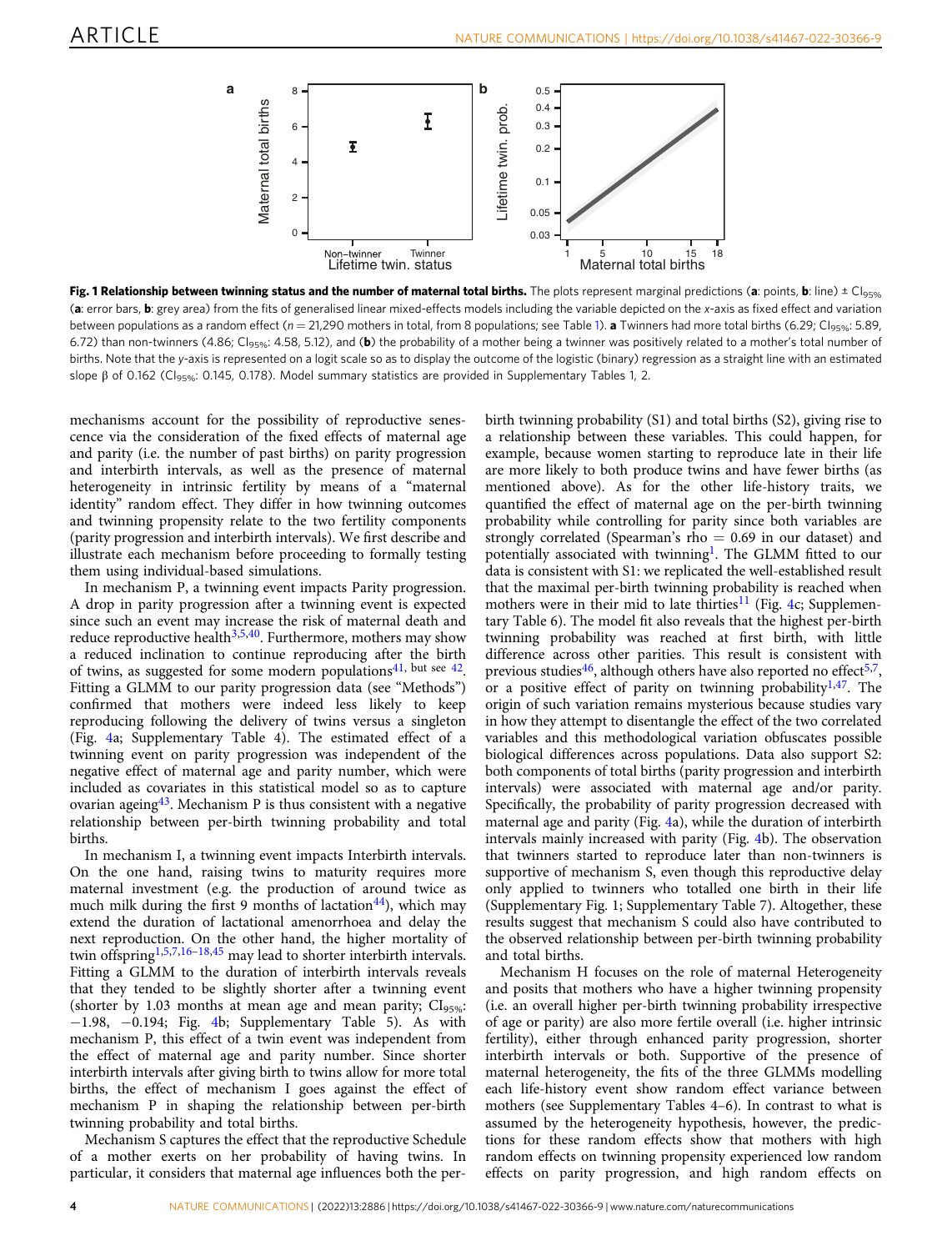**Fig. 1 Relationship between twinning status and the number of maternal total births.** The plots represent marginal predictions (**a**: points, **b**: line) ± $CI_{95\%}$ (**a**: error bars, **b**: grey area) from the fits of generalised linear mixed-effects models including the variable depicted on the x-axis as fixed effect and variation between populations as a random effect ($n = 21{,}290$ mothers in total, from 8 populations; see Table 1). **a** Twinners had more total births (6.29; $CI_{95\%}$: 5.89, 6.72) than non-twinners (4.86; $CI_{95\%}$: 4.58, 5.12), and (**b**) the probability of a mother being a twinner was positively related to a mother's total number of births. Note that the y-axis is represented on a logit scale so as to display the outcome of the logistic (binary) regression as a straight line with an estimated slope β of 0.162 ($CI_{95\%}$: 0.145, 0.178). Model summary statistics are provided in Supplementary Tables 1, 2.

mechanisms account for the possibility of reproductive senescence via the consideration of the fixed effects of maternal age and parity (i.e. the number of past births) on parity progression and interbirth intervals, as well as the presence of maternal heterogeneity in intrinsic fertility by means of a "maternal identity" random effect. They differ in how twinning outcomes and twinning propensity relate to the two fertility components (parity progression and interbirth intervals). We first describe and illustrate each mechanism before proceeding to formally testing them using individual-based simulations.

In mechanism P, a twinning event impacts Parity progression. A drop in parity progression after a twinning event is expected since such an event may increase the risk of maternal death and reduce reproductive health[3,5,40]. Furthermore, mothers may show a reduced inclination to continue reproducing after the birth of twins, as suggested for some modern populations[41, but see 42]. Fitting a GLMM to our parity progression data (see "Methods") confirmed that mothers were indeed less likely to keep reproducing following the delivery of twins versus a singleton (Fig. 4a; Supplementary Table 4). The estimated effect of a twinning event on parity progression was independent of the negative effect of maternal age and parity number, which were included as covariates in this statistical model so as to capture ovarian ageing[43]. Mechanism P is thus consistent with a negative relationship between per-birth twinning probability and total births.

In mechanism I, a twinning event impacts Interbirth intervals. On the one hand, raising twins to maturity requires more maternal investment (e.g. the production of around twice as much milk during the first 9 months of lactation[44]), which may extend the duration of lactational amenorrhoea and delay the next reproduction. On the other hand, the higher mortality of twin offspring[1,5,7,16–18,45] may lead to shorter interbirth intervals. Fitting a GLMM to the duration of interbirth intervals reveals that they tended to be slightly shorter after a twinning event (shorter by 1.03 months at mean age and mean parity; $CI_{95\%}$: −1.98, −0.194; Fig. 4b; Supplementary Table 5). As with mechanism P, this effect of a twin event was independent from the effect of maternal age and parity number. Since shorter interbirth intervals after giving birth to twins allow for more total births, the effect of mechanism I goes against the effect of mechanism P in shaping the relationship between per-birth twinning probability and total births.

Mechanism S captures the effect that the reproductive Schedule of a mother exerts on her probability of having twins. In particular, it considers that maternal age influences both the per-birth twinning probability (S1) and total births (S2), giving rise to a relationship between these variables. This could happen, for example, because women starting to reproduce late in their life are more likely to both produce twins and have fewer births (as mentioned above). As for the other life-history traits, we quantified the effect of maternal age on the per-birth twinning probability while controlling for parity since both variables are strongly correlated (Spearman's rho = 0.69 in our dataset) and potentially associated with twinning[1]. The GLMM fitted to our data is consistent with S1: we replicated the well-established result that the maximal per-birth twinning probability is reached when mothers were in their mid to late thirties[11] (Fig. 4c; Supplementary Table 6). The model fit also reveals that the highest per-birth twinning probability was reached at first birth, with little difference across other parities. This result is consistent with previous studies[46], although others have also reported no effect[5,7], or a positive effect of parity on twinning probability[1,47]. The origin of such variation remains mysterious because studies vary in how they attempt to disentangle the effect of the two correlated variables and this methodological variation obfuscates possible biological differences across populations. Data also support S2: both components of total births (parity progression and interbirth intervals) were associated with maternal age and/or parity. Specifically, the probability of parity progression decreased with maternal age and parity (Fig. 4a), while the duration of interbirth intervals mainly increased with parity (Fig. 4b). The observation that twinners started to reproduce later than non-twinners is supportive of mechanism S, even though this reproductive delay only applied to twinners who totalled one birth in their life (Supplementary Fig. 1; Supplementary Table 7). Altogether, these results suggest that mechanism S could also have contributed to the observed relationship between per-birth twinning probability and total births.

Mechanism H focuses on the role of maternal Heterogeneity and posits that mothers who have a higher twinning propensity (i.e. an overall higher per-birth twinning probability irrespective of age or parity) are also more fertile overall (i.e. higher intrinsic fertility), either through enhanced parity progression, shorter interbirth intervals or both. Supportive of the presence of maternal heterogeneity, the fits of the three GLMMs modelling each life-history event show random effect variance between mothers (see Supplementary Tables 4–6). In contrast to what is assumed by the heterogeneity hypothesis, however, the predictions for these random effects show that mothers with high random effects on twinning propensity experienced low random effects on parity progression, and high random effects on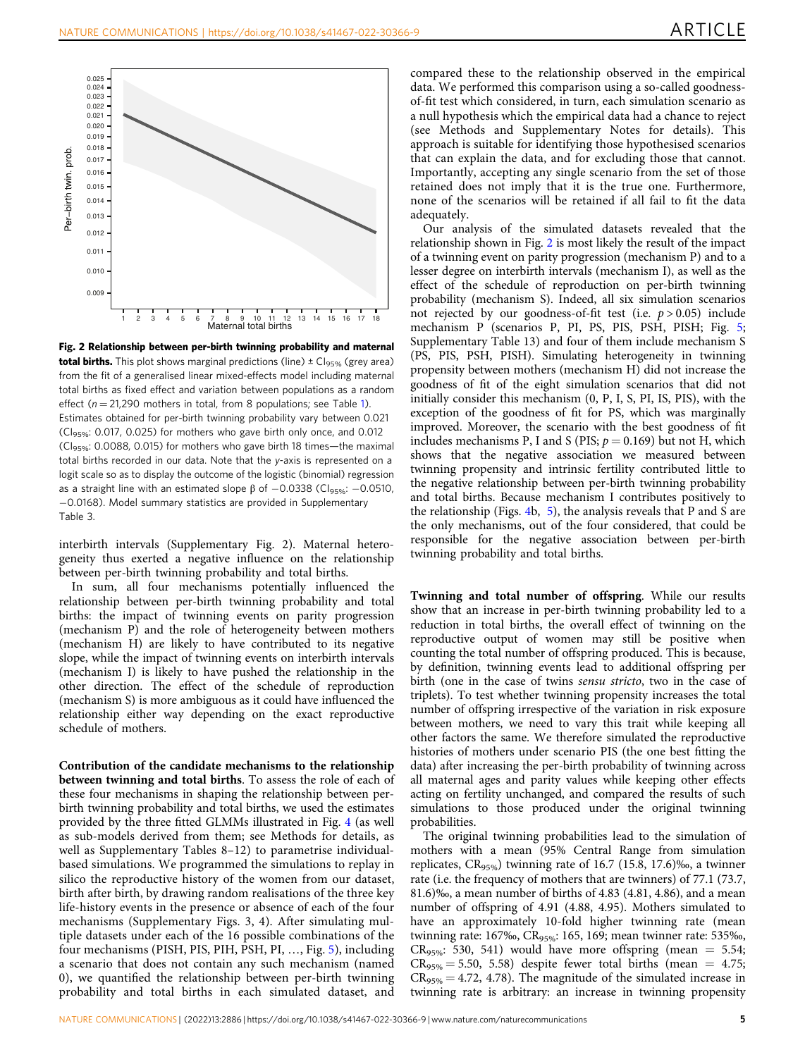**Fig. 2 Relationship between per-birth twinning probability and maternal total births.** This plot shows marginal predictions (line) ± $CI_{95\%}$ (grey area) from the fit of a generalised linear mixed-effects model including maternal total births as fixed effect and variation between populations as a random effect ($n = 21{,}290$ mothers in total, from 8 populations; see Table 1). Estimates obtained for per-birth twinning probability vary between 0.021 ($CI_{95\%}$: 0.017, 0.025) for mothers who gave birth only once, and 0.012 ($CI_{95\%}$: 0.0088, 0.015) for mothers who gave birth 18 times—the maximal total births recorded in our data. Note that the y-axis is represented on a logit scale so as to display the outcome of the logistic (binomial) regression as a straight line with an estimated slope β of −0.0338 ($CI_{95\%}$: −0.0510, −0.0168). Model summary statistics are provided in Supplementary Table 3.

interbirth intervals (Supplementary Fig. 2). Maternal heterogeneity thus exerted a negative influence on the relationship between per-birth twinning probability and total births.

In sum, all four mechanisms potentially influenced the relationship between per-birth twinning probability and total births: the impact of twinning events on parity progression (mechanism P) and the role of heterogeneity between mothers (mechanism H) are likely to have contributed to its negative slope, while the impact of twinning events on interbirth intervals (mechanism I) is likely to have pushed the relationship in the other direction. The effect of the schedule of reproduction (mechanism S) is more ambiguous as it could have influenced the relationship either way depending on the exact reproductive schedule of mothers.

**Contribution of the candidate mechanisms to the relationship between twinning and total births**. To assess the role of each of these four mechanisms in shaping the relationship between per-birth twinning probability and total births, we used the estimates provided by the three fitted GLMMs illustrated in Fig. 4 (as well as sub-models derived from them; see Methods for details, as well as Supplementary Tables 8–12) to parametrise individual-based simulations. We programmed the simulations to replay in silico the reproductive history of the women from our dataset, birth after birth, by drawing random realisations of the three key life-history events in the presence or absence of each of the four mechanisms (Supplementary Figs. 3, 4). After simulating multiple datasets under each of the 16 possible combinations of the four mechanisms (PISH, PIS, PIH, PSH, PI, …, Fig. 5), including a scenario that does not contain any such mechanism (named 0), we quantified the relationship between per-birth twinning probability and total births in each simulated dataset, and compared these to the relationship observed in the empirical data. We performed this comparison using a so-called goodness-of-fit test which considered, in turn, each simulation scenario as a null hypothesis which the empirical data had a chance to reject (see Methods and Supplementary Notes for details). This approach is suitable for identifying those hypothesised scenarios that can explain the data, and for excluding those that cannot. Importantly, accepting any single scenario from the set of those retained does not imply that it is the true one. Furthermore, none of the scenarios will be retained if all fail to fit the data adequately.

Our analysis of the simulated datasets revealed that the relationship shown in Fig. 2 is most likely the result of the impact of a twinning event on parity progression (mechanism P) and to a lesser degree on interbirth intervals (mechanism I), as well as the effect of the schedule of reproduction on per-birth twinning probability (mechanism S). Indeed, all six simulation scenarios not rejected by our goodness-of-fit test (i.e. $p > 0.05$) include mechanism P (scenarios P, PI, PS, PIS, PSH, PISH; Fig. 5; Supplementary Table 13) and four of them include mechanism S (PS, PIS, PSH, PISH). Simulating heterogeneity in twinning propensity between mothers (mechanism H) did not increase the goodness of fit of the eight simulation scenarios that did not initially consider this mechanism (0, P, I, S, PI, IS, PIS), with the exception of the goodness of fit for PS, which was marginally improved. Moreover, the scenario with the best goodness of fit includes mechanisms P, I and S (PIS; $p = 0.169$) but not H, which shows that the negative association we measured between twinning propensity and intrinsic fertility contributed little to the negative relationship between per-birth twinning probability and total births. Because mechanism I contributes positively to the relationship (Figs. 4b, 5), the analysis reveals that P and S are the only mechanisms, out of the four considered, that could be responsible for the negative association between per-birth twinning probability and total births.

**Twinning and total number of offspring**. While our results show that an increase in per-birth twinning probability led to a reduction in total births, the overall effect of twinning on the reproductive output of women may still be positive when counting the total number of offspring produced. This is because, by definition, twinning events lead to additional offspring per birth (one in the case of twins *sensu stricto*, two in the case of triplets). To test whether twinning propensity increases the total number of offspring irrespective of the variation in risk exposure between mothers, we need to vary this trait while keeping all other factors the same. We therefore simulated the reproductive histories of mothers under scenario PIS (the one best fitting the data) after increasing the per-birth probability of twinning across all maternal ages and parity values while keeping other effects acting on fertility unchanged, and compared the results of such simulations to those produced under the original twinning probabilities.

The original twinning probabilities lead to the simulation of mothers with a mean (95% Central Range from simulation replicates, $CR_{95\%}$) twinning rate of 16.7 (15.8, 17.6)‰, a twinner rate (i.e. the frequency of mothers that are twinners) of 77.1 (73.7, 81.6)‰, a mean number of births of 4.83 (4.81, 4.86), and a mean number of offspring of 4.91 (4.88, 4.95). Mothers simulated to have an approximately 10-fold higher twinning rate (mean twinning rate: 167‰, $CR_{95\%}$: 165, 169; mean twinner rate: 535‰, $CR_{95\%}$: 530, 541) would have more offspring (mean = 5.54; $CR_{95\%}$ = 5.50, 5.58) despite fewer total births (mean = 4.75; $CR_{95\%}$ = 4.72, 4.78). The magnitude of the simulated increase in twinning rate is arbitrary: an increase in twinning propensity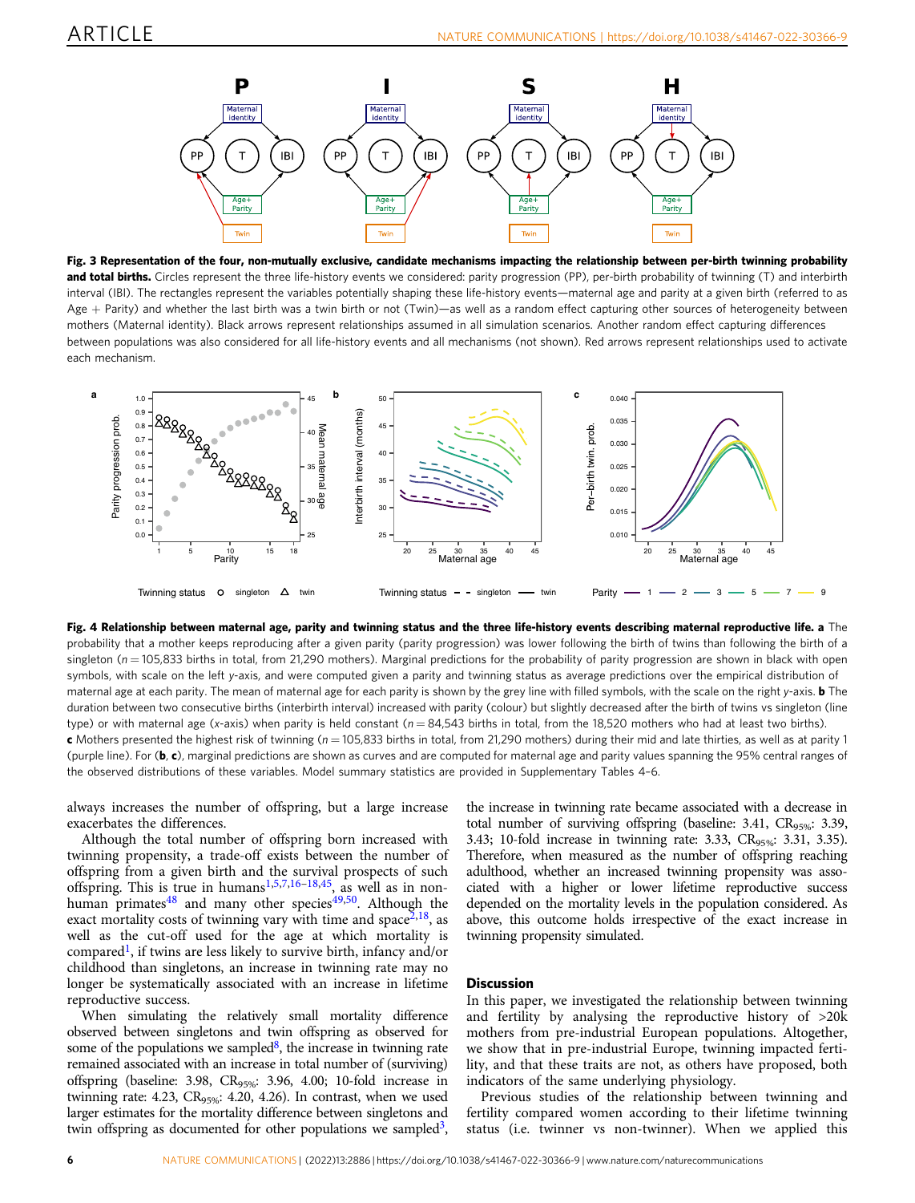**Fig. 3 Representation of the four, non-mutually exclusive, candidate mechanisms impacting the relationship between per-birth twinning probability and total births.** Circles represent the three life-history events we considered: parity progression (PP), per-birth probability of twinning (T) and interbirth interval (IBI). The rectangles represent the variables potentially shaping these life-history events—maternal age and parity at a given birth (referred to as Age + Parity) and whether the last birth was a twin birth or not (Twin)—as well as a random effect capturing other sources of heterogeneity between mothers (Maternal identity). Black arrows represent relationships assumed in all simulation scenarios. Another random effect capturing differences between populations was also considered for all life-history events and all mechanisms (not shown). Red arrows represent relationships used to activate each mechanism.

**Fig. 4 Relationship between maternal age, parity and twinning status and the three life-history events describing maternal reproductive life. a** The probability that a mother keeps reproducing after a given parity (parity progression) was lower following the birth of twins than following the birth of a singleton ($n = 105{,}833$ births in total, from 21,290 mothers). Marginal predictions for the probability of parity progression are shown in black with open symbols, with scale on the left y-axis, and were computed given a parity and twinning status as average predictions over the empirical distribution of maternal age at each parity. The mean of maternal age for each parity is shown by the grey line with filled symbols, with the scale on the right y-axis. **b** The duration between two consecutive births (interbirth interval) increased with parity (colour) but slightly decreased after the birth of twins vs singleton (line type) or with maternal age (x-axis) when parity is held constant ($n = 84{,}543$ births in total, from the 18,520 mothers who had at least two births). **c** Mothers presented the highest risk of twinning ($n = 105{,}833$ births in total, from 21,290 mothers) during their mid and late thirties, as well as at parity 1 (purple line). For (**b**, **c**), marginal predictions are shown as curves and are computed for maternal age and parity values spanning the 95% central ranges of the observed distributions of these variables. Model summary statistics are provided in Supplementary Tables 4–6.

always increases the number of offspring, but a large increase exacerbates the differences.

Although the total number of offspring born increased with twinning propensity, a trade-off exists between the number of offspring from a given birth and the survival prospects of such offspring. This is true in humans[1,5,7,16–18,45], as well as in non-human primates[48] and many other species[49,50]. Although the exact mortality costs of twinning vary with time and space[2,18], as well as the cut-off used for the age at which mortality is compared[1], if twins are less likely to survive birth, infancy and/or childhood than singletons, an increase in twinning rate may no longer be systematically associated with an increase in lifetime reproductive success.

When simulating the relatively small mortality difference observed between singletons and twin offspring as observed for some of the populations we sampled[8], the increase in twinning rate remained associated with an increase in total number of (surviving) offspring (baseline: 3.98, $CR_{95\%}$: 3.96, 4.00; 10-fold increase in twinning rate: 4.23, $CR_{95\%}$: 4.20, 4.26). In contrast, when we used larger estimates for the mortality difference between singletons and twin offspring as documented for other populations we sampled[3], the increase in twinning rate became associated with a decrease in total number of surviving offspring (baseline: 3.41, $CR_{95\%}$: 3.39, 3.43; 10-fold increase in twinning rate: 3.33, $CR_{95\%}$: 3.31, 3.35). Therefore, when measured as the number of offspring reaching adulthood, whether an increased twinning propensity was associated with a higher or lower lifetime reproductive success depended on the mortality levels in the population considered. As above, this outcome holds irrespective of the exact increase in twinning propensity simulated.

## Discussion

In this paper, we investigated the relationship between twinning and fertility by analysing the reproductive history of >20k mothers from pre-industrial European populations. Altogether, we show that in pre-industrial Europe, twinning impacted fertility, and that these traits are not, as others have proposed, both indicators of the same underlying physiology.

Previous studies of the relationship between twinning and fertility compared women according to their lifetime twinning status (i.e. twinner vs non-twinner). When we applied this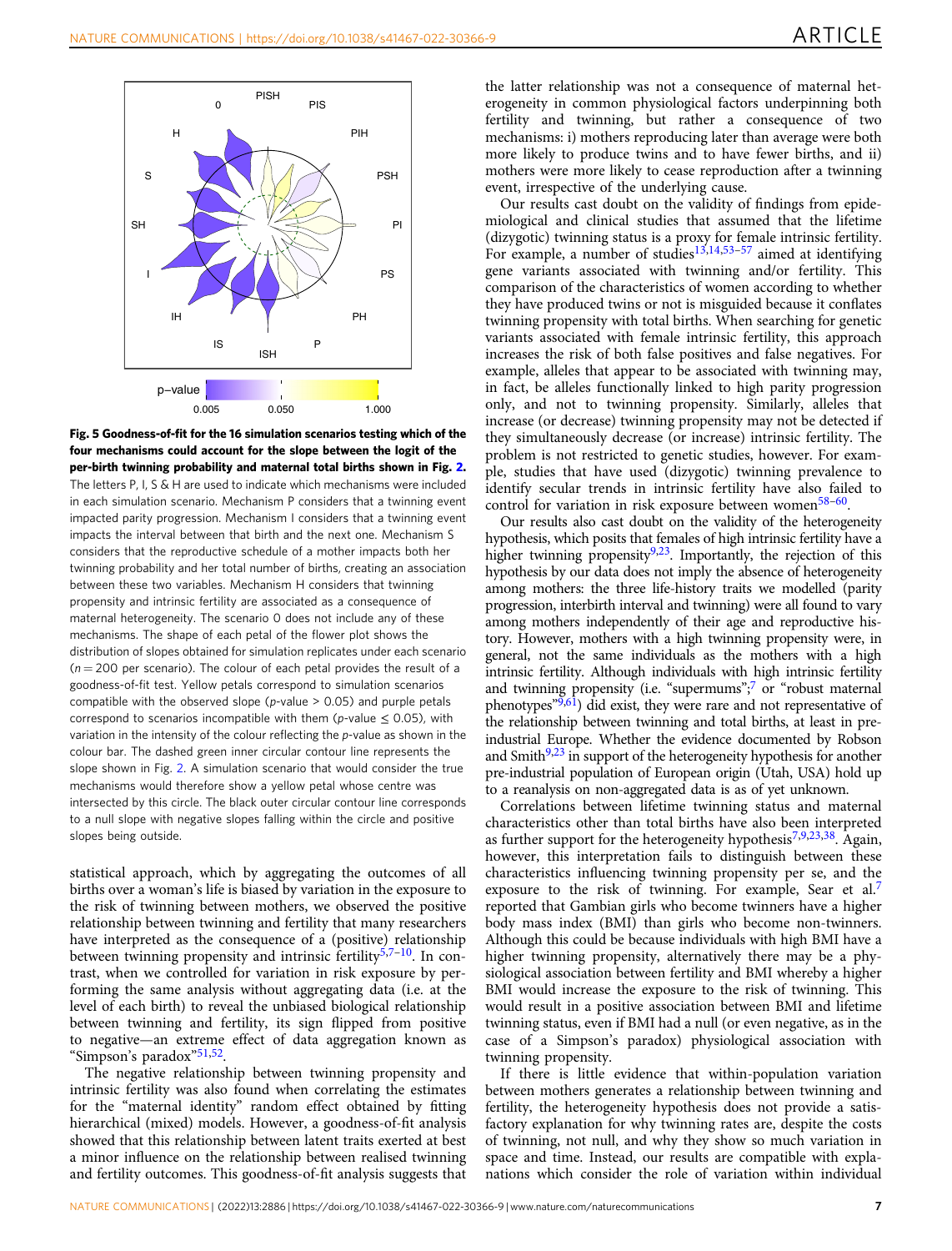**Fig. 5 Goodness-of-fit for the 16 simulation scenarios testing which of the four mechanisms could account for the slope between the logit of the per-birth twinning probability and maternal total births shown in Fig. 2.** The letters P, I, S & H are used to indicate which mechanisms were included in each simulation scenario. Mechanism P considers that a twinning event impacted parity progression. Mechanism I considers that a twinning event impacts the interval between that birth and the next one. Mechanism S considers that the reproductive schedule of a mother impacts both her twinning probability and her total number of births, creating an association between these two variables. Mechanism H considers that twinning propensity and intrinsic fertility are associated as a consequence of maternal heterogeneity. The scenario 0 does not include any of these mechanisms. The shape of each petal of the flower plot shows the distribution of slopes obtained for simulation replicates under each scenario ($n = 200$ per scenario). The colour of each petal provides the result of a goodness-of-fit test. Yellow petals correspond to simulation scenarios compatible with the observed slope ($p$-value > 0.05) and purple petals correspond to scenarios incompatible with them ($p$-value ≤ 0.05), with variation in the intensity of the colour reflecting the $p$-value as shown in the colour bar. The dashed green inner circular contour line represents the slope shown in Fig. 2. A simulation scenario that would consider the true mechanisms would therefore show a yellow petal whose centre was intersected by this circle. The black outer circular contour line corresponds to a null slope with negative slopes falling within the circle and positive slopes being outside.

statistical approach, which by aggregating the outcomes of all births over a woman's life is biased by variation in the exposure to the risk of twinning between mothers, we observed the positive relationship between twinning and fertility that many researchers have interpreted as the consequence of a (positive) relationship between twinning propensity and intrinsic fertility[5,7–10]. In contrast, when we controlled for variation in risk exposure by performing the same analysis without aggregating data (i.e. at the level of each birth) to reveal the unbiased biological relationship between twinning and fertility, its sign flipped from positive to negative—an extreme effect of data aggregation known as "Simpson's paradox"[51,52].

The negative relationship between twinning propensity and intrinsic fertility was also found when correlating the estimates for the "maternal identity" random effect obtained by fitting hierarchical (mixed) models. However, a goodness-of-fit analysis showed that this relationship between latent traits exerted at best a minor influence on the relationship between realised twinning and fertility outcomes. This goodness-of-fit analysis suggests that the latter relationship was not a consequence of maternal heterogeneity in common physiological factors underpinning both fertility and twinning, but rather a consequence of two mechanisms: i) mothers reproducing later than average were both more likely to produce twins and to have fewer births, and ii) mothers were more likely to cease reproduction after a twinning event, irrespective of the underlying cause.

Our results cast doubt on the validity of findings from epidemiological and clinical studies that assumed that the lifetime (dizygotic) twinning status is a proxy for female intrinsic fertility. For example, a number of studies[13,14,53–57] aimed at identifying gene variants associated with twinning and/or fertility. This comparison of the characteristics of women according to whether they have produced twins or not is misguided because it conflates twinning propensity with total births. When searching for genetic variants associated with female intrinsic fertility, this approach increases the risk of both false positives and false negatives. For example, alleles that appear to be associated with twinning may, in fact, be alleles functionally linked to high parity progression only, and not to twinning propensity. Similarly, alleles that increase (or decrease) twinning propensity may not be detected if they simultaneously decrease (or increase) intrinsic fertility. The problem is not restricted to genetic studies, however. For example, studies that have used (dizygotic) twinning prevalence to identify secular trends in intrinsic fertility have also failed to control for variation in risk exposure between women[58–60].

Our results also cast doubt on the validity of the heterogeneity hypothesis, which posits that females of high intrinsic fertility have a higher twinning propensity[9,23]. Importantly, the rejection of this hypothesis by our data does not imply the absence of heterogeneity among mothers: the three life-history traits we modelled (parity progression, interbirth interval and twinning) were all found to vary among mothers independently of their age and reproductive history. However, mothers with a high twinning propensity were, in general, not the same individuals as the mothers with a high intrinsic fertility. Although individuals with high intrinsic fertility and twinning propensity (i.e. "supermums";[7] or "robust maternal phenotypes"[9,61]) did exist, they were rare and not representative of the relationship between twinning and total births, at least in pre-industrial Europe. Whether the evidence documented by Robson and Smith[9,23] in support of the heterogeneity hypothesis for another pre-industrial population of European origin (Utah, USA) hold up to a reanalysis on non-aggregated data is as of yet unknown.

Correlations between lifetime twinning status and maternal characteristics other than total births have also been interpreted as further support for the heterogeneity hypothesis[7,9,23,38]. Again, however, this interpretation fails to distinguish between these characteristics influencing twinning propensity per se, and the exposure to the risk of twinning. For example, Sear et al.[7] reported that Gambian girls who become twinners have a higher body mass index (BMI) than girls who become non-twinners. Although this could be because individuals with high BMI have a higher twinning propensity, alternatively there may be a physiological association between fertility and BMI whereby a higher BMI would increase the exposure to the risk of twinning. This would result in a positive association between BMI and lifetime twinning status, even if BMI had a null (or even negative, as in the case of a Simpson's paradox) physiological association with twinning propensity.

If there is little evidence that within-population variation between mothers generates a relationship between twinning and fertility, the heterogeneity hypothesis does not provide a satisfactory explanation for why twinning rates are, despite the costs of twinning, not null, and why they show so much variation in space and time. Instead, our results are compatible with explanations which consider the role of variation within individual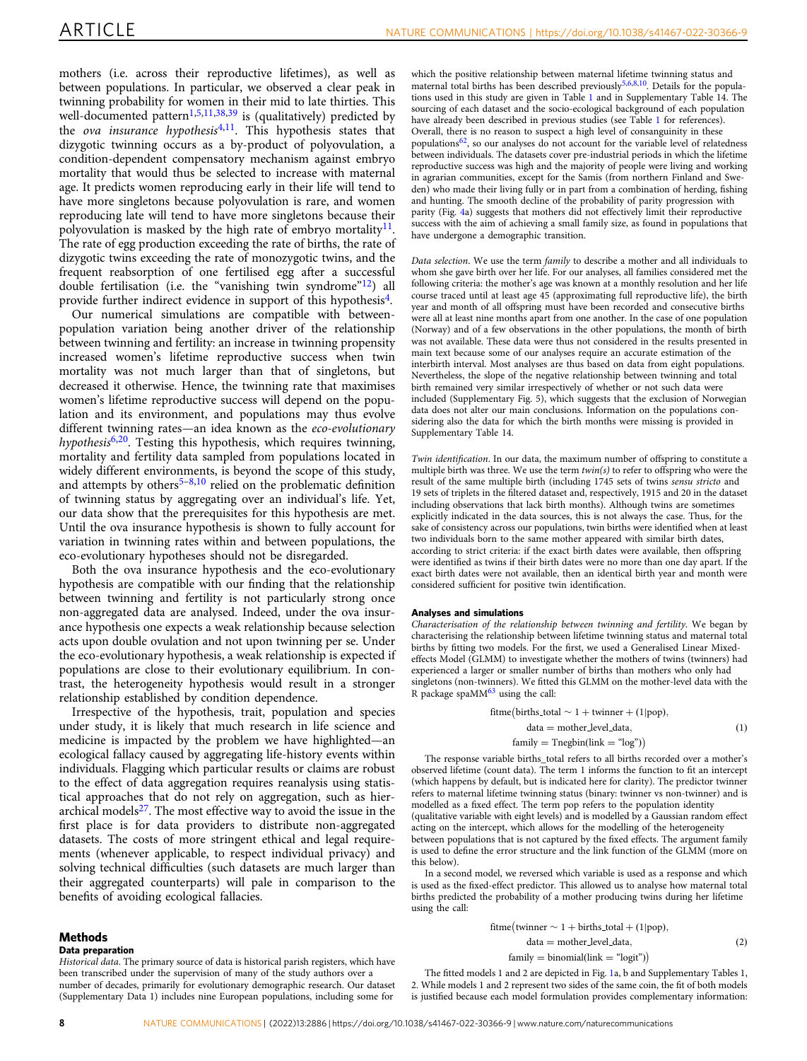mothers (i.e. across their reproductive lifetimes), as well as between populations. In particular, we observed a clear peak in twinning probability for women in their mid to late thirties. This well-documented pattern[1,5,11,38,39] is (qualitatively) predicted by the *ova insurance hypothesis*[4,11]. This hypothesis states that dizygotic twinning occurs as a by-product of polyovulation, a condition-dependent compensatory mechanism against embryo mortality that would thus be selected to increase with maternal age. It predicts women reproducing early in their life will tend to have more singletons because polyovulation is rare, and women reproducing late will tend to have more singletons because their polyovulation is masked by the high rate of embryo mortality[11]. The rate of egg production exceeding the rate of births, the rate of dizygotic twins exceeding the rate of monozygotic twins, and the frequent reabsorption of one fertilised egg after a successful double fertilisation (i.e. the "vanishing twin syndrome"[12]) all provide further indirect evidence in support of this hypothesis[4].

Our numerical simulations are compatible with between-population variation being another driver of the relationship between twinning and fertility: an increase in twinning propensity increased women's lifetime reproductive success when twin mortality was not much larger than that of singletons, but decreased it otherwise. Hence, the twinning rate that maximises women's lifetime reproductive success will depend on the population and its environment, and populations may thus evolve different twinning rates—an idea known as the *eco-evolutionary hypothesis*[6,20]. Testing this hypothesis, which requires twinning, mortality and fertility data sampled from populations located in widely different environments, is beyond the scope of this study, and attempts by others[5–8,10] relied on the problematic definition of twinning status by aggregating over an individual's life. Yet, our data show that the prerequisites for this hypothesis are met. Until the ova insurance hypothesis is shown to fully account for variation in twinning rates within and between populations, the eco-evolutionary hypotheses should not be disregarded.

Both the ova insurance hypothesis and the eco-evolutionary hypothesis are compatible with our finding that the relationship between twinning and fertility is not particularly strong once non-aggregated data are analysed. Indeed, under the ova insurance hypothesis one expects a weak relationship because selection acts upon double ovulation and not upon twinning per se. Under the eco-evolutionary hypothesis, a weak relationship is expected if populations are close to their evolutionary equilibrium. In contrast, the heterogeneity hypothesis would result in a stronger relationship established by condition dependence.

Irrespective of the hypothesis, trait, population and species under study, it is likely that much research in life science and medicine is impacted by the problem we have highlighted—an ecological fallacy caused by aggregating life-history events within individuals. Flagging which particular results or claims are robust to the effect of data aggregation requires reanalysis using statistical approaches that do not rely on aggregation, such as hierarchical models[27]. The most effective way to avoid the issue in the first place is for data providers to distribute non-aggregated datasets. The costs of more stringent ethical and legal requirements (whenever applicable, to respect individual privacy) and solving technical difficulties (such datasets are much larger than their aggregated counterparts) will pale in comparison to the benefits of avoiding ecological fallacies.

## Methods

### Data preparation

*Historical data*. The primary source of data is historical parish registers, which have been transcribed under the supervision of many of the study authors over a number of decades, primarily for evolutionary demographic research. Our dataset (Supplementary Data 1) includes nine European populations, including some for which the positive relationship between maternal lifetime twinning status and maternal total births has been described previously[5,6,8,10]. Details for the populations used in this study are given in Table 1 and in Supplementary Table 14. The sourcing of each dataset and the socio-ecological background of each population have already been described in previous studies (see Table 1 for references). Overall, there is no reason to suspect a high level of consanguinity in these populations[62], so our analyses do not account for the variable level of relatedness between individuals. The datasets cover pre-industrial periods in which the lifetime reproductive success was high and the majority of people were living and working in agrarian communities, except for the Samis (from northern Finland and Sweden) who made their living fully or in part from a combination of herding, fishing and hunting. The smooth decline of the probability of parity progression with parity (Fig. 4a) suggests that mothers did not effectively limit their reproductive success with the aim of achieving a small family size, as found in populations that have undergone a demographic transition.

*Data selection*. We use the term *family* to describe a mother and all individuals to whom she gave birth over her life. For our analyses, all families considered met the following criteria: the mother's age was known at a monthly resolution and her life course traced until at least age 45 (approximating full reproductive life), the birth year and month of all offspring must have been recorded and consecutive births were all at least nine months apart from one another. In the case of one population (Norway) and of a few observations in the other populations, the month of birth was not available. These data were thus not considered in the results presented in main text because some of our analyses require an accurate estimation of the interbirth interval. Most analyses are thus based on data from eight populations. Nevertheless, the slope of the negative relationship between twinning and total birth remained very similar irrespectively of whether or not such data were included (Supplementary Fig. 5), which suggests that the exclusion of Norwegian data does not alter our main conclusions. Information on the populations considering also the data for which the birth months were missing is provided in Supplementary Table 14.

*Twin identification*. In our data, the maximum number of offspring to constitute a multiple birth was three. We use the term *twin(s)* to refer to offspring who were the result of the same multiple birth (including 1745 sets of twins *sensu stricto* and 19 sets of triplets in the filtered dataset and, respectively, 1915 and 20 in the dataset including observations that lack birth months). Although twins are sometimes explicitly indicated in the data sources, this is not always the case. Thus, for the sake of consistency across our populations, twin births were identified when at least two individuals born to the same mother appeared with similar birth dates, according to strict criteria: if the exact birth dates were available, then offspring were identified as twins if their birth dates were no more than one day apart. If the exact birth dates were not available, then an identical birth year and month were considered sufficient for positive twin identification.

### Analyses and simulations

*Characterisation of the relationship between twinning and fertility*. We began by characterising the relationship between lifetime twinning status and maternal total births by fitting two models. For the first, we used a Generalised Linear Mixed-effects Model (GLMM) to investigate whether the mothers of twins (twinners) had experienced a larger or smaller number of births than mothers who only had singletons (non-twinners). We fitted this GLMM on the mother-level data with the R package spaMM[63] using the call:

$$
\begin{aligned}
&\text{fitme(births\_total} \sim 1 + \text{twinner} + (1|\text{pop}),\\
&\quad \text{data} = \text{mother\_level\_data},\\
&\quad \text{family} = \text{Tnegbin(link} = \text{"log"))}
\end{aligned}
\tag{1}
$$

The response variable births_total refers to all births recorded over a mother's observed lifetime (count data). The term 1 informs the function to fit an intercept (which happens by default, but is indicated here for clarity). The predictor twinner refers to maternal lifetime twinning status (binary: twinner vs non-twinner) and is modelled as a fixed effect. The term pop refers to the population identity (qualitative variable with eight levels) and is modelled by a Gaussian random effect acting on the intercept, which allows for the modelling of the heterogeneity between populations that is not captured by the fixed effects. The argument family is used to define the error structure and the link function of the GLMM (more on this below).

In a second model, we reversed which variable is used as a response and which is used as the fixed-effect predictor. This allowed us to analyse how maternal total births predicted the probability of a mother producing twins during her lifetime using the call:

$$
\begin{aligned}
&\text{fitme(twinner} \sim 1 + \text{births\_total} + (1|\text{pop}),\\
&\quad \text{data} = \text{mother\_level\_data},\\
&\quad \text{family} = \text{binomial(link} = \text{"logit"))}
\end{aligned}
\tag{2}
$$

The fitted models 1 and 2 are depicted in Fig. 1a, b and Supplementary Tables 1, 2. While models 1 and 2 represent two sides of the same coin, the fit of both models is justified because each model formulation provides complementary information: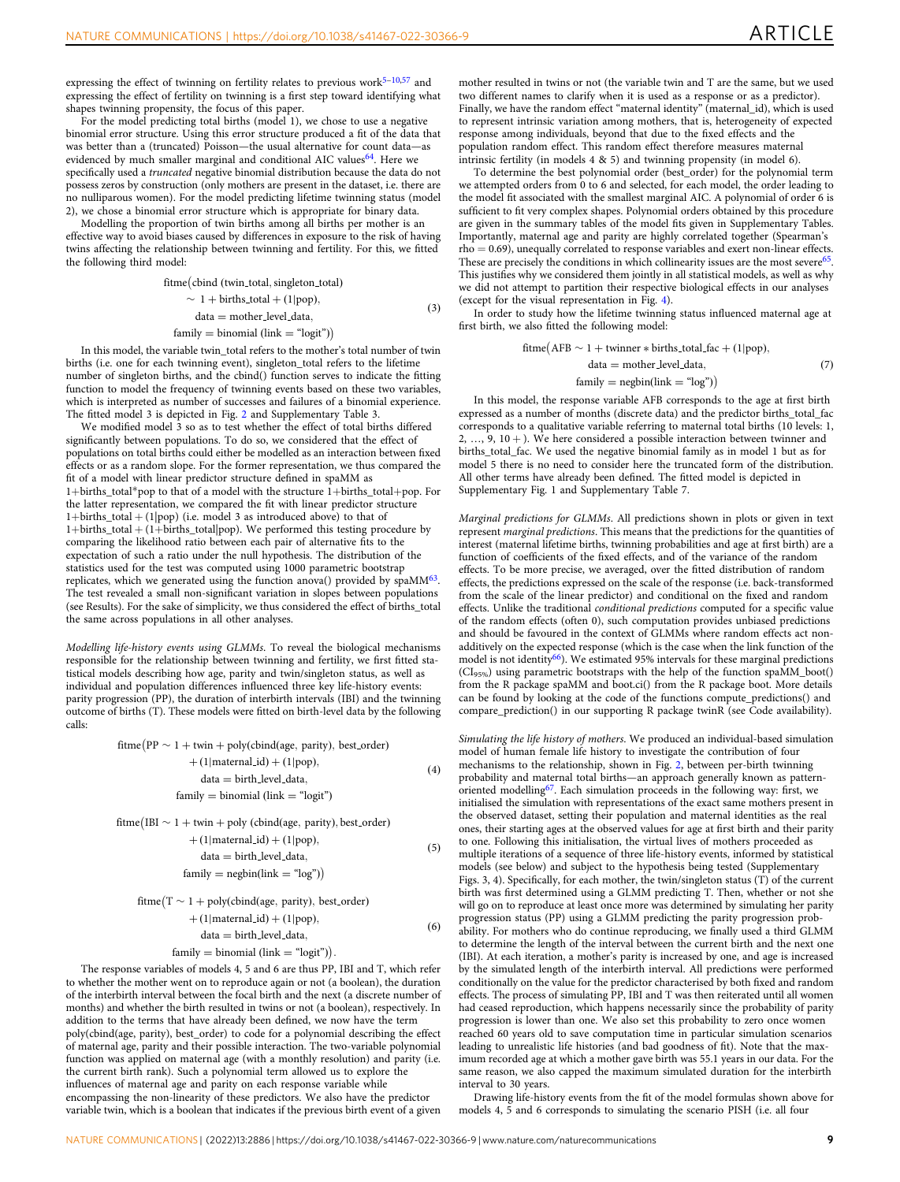expressing the effect of twinning on fertility relates to previous work[5–10,57] and expressing the effect of fertility on twinning is a first step toward identifying what shapes twinning propensity, the focus of this paper.

For the model predicting total births (model 1), we chose to use a negative binomial error structure. Using this error structure produced a fit of the data that was better than a (truncated) Poisson—the usual alternative for count data—as evidenced by much smaller marginal and conditional AIC values[64]. Here we specifically used a *truncated* negative binomial distribution because the data do not possess zeros by construction (only mothers are present in the dataset, i.e. there are no nulliparous women). For the model predicting lifetime twinning status (model 2), we chose a binomial error structure which is appropriate for binary data.

Modelling the proportion of twin births among all births per mother is an effective way to avoid biases caused by differences in exposure to the risk of having twins affecting the relationship between twinning and fertility. For this, we fitted the following third model:

$$\begin{aligned}\text{fitme}\big(&\text{cbind}\ (\text{twin\_total}, \text{singleton\_total})\\ &\sim 1 + \text{births\_total} + (1|\text{pop}),\\ &\text{data} = \text{mother\_level\_data},\\ &\text{family} = \text{binomial}\ (\text{link} = \text{“logit”})\big)\end{aligned} \tag{3}$$

In this model, the variable twin_total refers to the mother's total number of twin births (i.e. one for each twinning event), singleton_total refers to the lifetime number of singleton births, and the cbind() function serves to indicate the fitting function to model the frequency of twinning events based on these two variables, which is interpreted as number of successes and failures of a binomial experience. The fitted model 3 is depicted in Fig. 2 and Supplementary Table 3.

We modified model 3 so as to test whether the effect of total births differed significantly between populations. To do so, we considered that the effect of populations on total births could either be modelled as an interaction between fixed effects or as a random slope. For the former representation, we thus compared the fit of a model with linear predictor structure defined in spaMM as 1+births_total*pop to that of a model with the structure 1+births_total+pop. For the latter representation, we compared the fit with linear predictor structure 1+births_total + (1|pop) (i.e. model 3 as introduced above) to that of 1+births_total + (1+births_total|pop). We performed this testing procedure by comparing the likelihood ratio between each pair of alternative fits to the expectation of such a ratio under the null hypothesis. The distribution of the statistics used for the test was computed using 1000 parametric bootstrap replicates, which we generated using the function anova() provided by spaMM[63]. The test revealed a small non-significant variation in slopes between populations (see Results). For the sake of simplicity, we thus considered the effect of births_total the same across populations in all other analyses.

*Modelling life-history events using GLMMs*. To reveal the biological mechanisms responsible for the relationship between twinning and fertility, we first fitted statistical models describing how age, parity and twin/singleton status, as well as individual and population differences influenced three key life-history events: parity progression (PP), the duration of interbirth intervals (IBI) and the twinning outcome of births (T). These models were fitted on birth-level data by the following calls:

$$\begin{aligned}\text{fitme}\big(\text{PP} \sim\ &1 + \text{twin} + \text{poly}(\text{cbind}(\text{age}, \text{parity}), \text{best\_order})\\ &+ (1|\text{maternal\_id}) + (1|\text{pop}),\\ &\text{data} = \text{birth\_level\_data},\\ &\text{family} = \text{binomial}\ (\text{link} = \text{“logit”})\end{aligned} \tag{4}$$

$$\begin{aligned}\text{fitme}\big(\text{IBI} \sim\ &1 + \text{twin} + \text{poly}\ (\text{cbind}(\text{age}, \text{parity}), \text{best\_order})\\ &+ (1|\text{maternal\_id}) + (1|\text{pop}),\\ &\text{data} = \text{birth\_level\_data},\\ &\text{family} = \text{negbin}(\text{link} = \text{“log”})\big)\end{aligned} \tag{5}$$

$$\begin{aligned}\text{fitme}\big(\text{T} \sim\ &1 + \text{poly}(\text{cbind}(\text{age}, \text{parity}), \text{best\_order})\\ &+ (1|\text{maternal\_id}) + (1|\text{pop}),\\ &\text{data} = \text{birth\_level\_data},\\ &\text{family} = \text{binomial}\ (\text{link} = \text{“logit”})\big).\end{aligned} \tag{6}$$

The response variables of models 4, 5 and 6 are thus PP, IBI and T, which refer to whether the mother went on to reproduce again or not (a boolean), the duration of the interbirth interval between the focal birth and the next (a discrete number of months) and whether the birth resulted in twins or not (a boolean), respectively. In addition to the terms that have already been defined, we now have the term poly(cbind(age, parity), best_order) to code for a polynomial describing the effect of maternal age, parity and their possible interaction. The two-variable polynomial function was applied on maternal age (with a monthly resolution) and parity (i.e. the current birth rank). Such a polynomial term allowed us to explore the influences of maternal age and parity on each response variable while encompassing the non-linearity of these predictors. We also have the predictor variable twin, which is a boolean that indicates if the previous birth event of a given mother resulted in twins or not (the variable twin and T are the same, but we used two different names to clarify when it is used as a response or as a predictor). Finally, we have the random effect "maternal identity" (maternal_id), which is used to represent intrinsic variation among mothers, that is, heterogeneity of expected response among individuals, beyond that due to the fixed effects and the population random effect. This random effect therefore measures maternal intrinsic fertility (in models 4 & 5) and twinning propensity (in model 6).

To determine the best polynomial order (best_order) for the polynomial term we attempted orders from 0 to 6 and selected, for each model, the order leading to the model fit associated with the smallest marginal AIC. A polynomial of order 6 is sufficient to fit very complex shapes. Polynomial orders obtained by this procedure are given in the summary tables of the model fits given in Supplementary Tables. Importantly, maternal age and parity are highly correlated together (Spearman's rho = 0.69), unequally correlated to response variables and exert non-linear effects. These are precisely the conditions in which collinearity issues are the most severe[65]. This justifies why we considered them jointly in all statistical models, as well as why we did not attempt to partition their respective biological effects in our analyses (except for the visual representation in Fig. 4).

In order to study how the lifetime twinning status influenced maternal age at first birth, we also fitted the following model:

$$\begin{aligned}\text{fitme}\big(\text{AFB} \sim 1 + \text{twinner} * \text{births\_total\_fac} + (1|\text{pop}),\\ \text{data} = \text{mother\_level\_data},\\ \text{family} = \text{negbin}(\text{link} = \text{“log”})\big)\end{aligned} \tag{7}$$

In this model, the response variable AFB corresponds to the age at first birth expressed as a number of months (discrete data) and the predictor births_total_fac corresponds to a qualitative variable referring to maternal total births (10 levels: 1, 2, …, 9, 10+). We here considered a possible interaction between twinner and births_total_fac. We used the negative binomial family as in model 1 but as for model 5 there is no need to consider here the truncated form of the distribution. All other terms have already been defined. The fitted model is depicted in Supplementary Fig. 1 and Supplementary Table 7.

*Marginal predictions for GLMMs*. All predictions shown in plots or given in text represent *marginal predictions*. This means that the predictions for the quantities of interest (maternal lifetime births, twinning probabilities and age at first birth) are a function of coefficients of the fixed effects, and of the variance of the random effects. To be more precise, we averaged, over the fitted distribution of random effects, the predictions expressed on the scale of the response (i.e. back-transformed from the scale of the linear predictor) and conditional on the fixed and random effects. Unlike the traditional *conditional predictions* computed for a specific value of the random effects (often 0), such computation provides unbiased predictions and should be favoured in the context of GLMMs where random effects act non-additively on the expected response (which is the case when the link function of the model is not identity[66]). We estimated 95% intervals for these marginal predictions ($CI_{95\%}$) using parametric bootstraps with the help of the function spaMM_boot() from the R package spaMM and boot.ci() from the R package boot. More details can be found by looking at the code of the functions compute_predictions() and compare_prediction() in our supporting R package twinR (see Code availability).

*Simulating the life history of mothers*. We produced an individual-based simulation model of human female life history to investigate the contribution of four mechanisms to the relationship, shown in Fig. 2, between per-birth twinning probability and maternal total births—an approach generally known as pattern-oriented modelling[67]. Each simulation proceeds in the following way: first, we initialised the simulation with representations of the exact same mothers present in the observed dataset, setting their population and maternal identities as the real ones, their starting ages at the observed values for age at first birth and their parity to one. Following this initialisation, the virtual lives of mothers proceeded as multiple iterations of a sequence of three life-history events, informed by statistical models (see below) and subject to the hypothesis being tested (Supplementary Figs. 3, 4). Specifically, for each mother, the twin/singleton status (T) of the current birth was first determined using a GLMM predicting T. Then, whether or not she will go on to reproduce at least once more was determined by simulating her parity progression status (PP) using a GLMM predicting the parity progression probability. For mothers who do continue reproducing, we finally used a third GLMM to determine the length of the interval between the current birth and the next one (IBI). At each iteration, a mother's parity is increased by one, and age is increased by the simulated length of the interbirth interval. All predictions were performed conditionally on the value for the predictor characterised by both fixed and random effects. The process of simulating PP, IBI and T was then reiterated until all women had ceased reproduction, which happens necessarily since the probability of parity progression is lower than one. We also set this probability to zero once women reached 60 years old to save computation time in particular simulation scenarios leading to unrealistic life histories (and bad goodness of fit). Note that the maximum recorded age at which a mother gave birth was 55.1 years in our data. For the same reason, we also capped the maximum simulated duration for the interbirth interval to 30 years.

Drawing life-history events from the fit of the model formulas shown above for models 4, 5 and 6 corresponds to simulating the scenario PISH (i.e. all four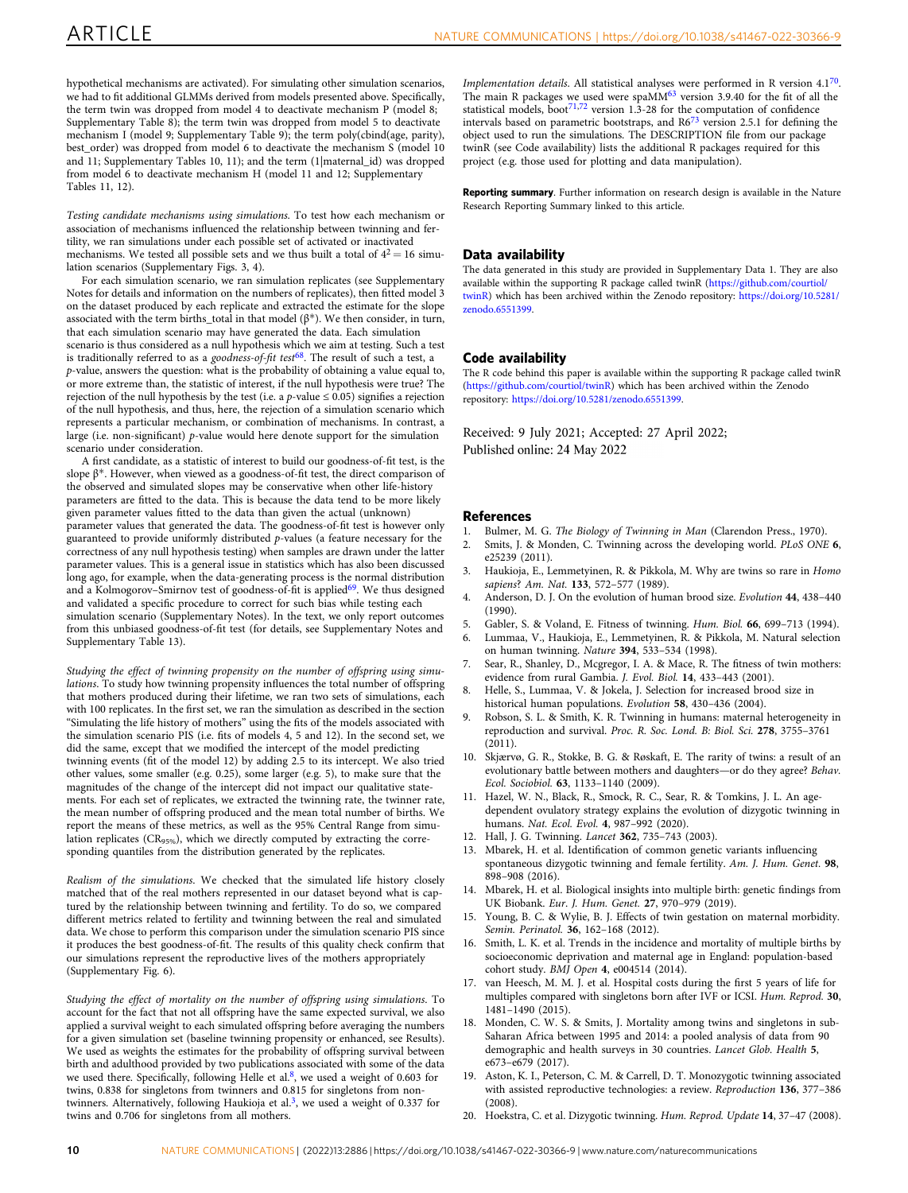hypothetical mechanisms are activated). For simulating other simulation scenarios, we had to fit additional GLMMs derived from models presented above. Specifically, the term twin was dropped from model 4 to deactivate mechanism P (model 8; Supplementary Table 8); the term twin was dropped from model 5 to deactivate mechanism I (model 9; Supplementary Table 9); the term poly(cbind(age, parity), best_order) was dropped from model 6 to deactivate the mechanism S (model 10 and 11; Supplementary Tables 10, 11); and the term (1|maternal_id) was dropped from model 6 to deactivate mechanism H (model 11 and 12; Supplementary Tables 11, 12).

*Testing candidate mechanisms using simulations*. To test how each mechanism or association of mechanisms influenced the relationship between twinning and fertility, we ran simulations under each possible set of activated or inactivated mechanisms. We tested all possible sets and we thus built a total of $4^2 = 16$ simulation scenarios (Supplementary Figs. 3, 4).

For each simulation scenario, we ran simulation replicates (see Supplementary Notes for details and information on the numbers of replicates), then fitted model 3 on the dataset produced by each replicate and extracted the estimate for the slope associated with the term births_total in that model ($\beta^*$). We then consider, in turn, that each simulation scenario may have generated the data. Each simulation scenario is thus considered as a null hypothesis which we aim at testing. Such a test is traditionally referred to as a *goodness-of-fit test*[68]. The result of such a test, a *p*-value, answers the question: what is the probability of obtaining a value equal to, or more extreme than, the statistic of interest, if the null hypothesis were true? The rejection of the null hypothesis by the test (i.e. a $p$-value $\leq 0.05$) signifies a rejection of the null hypothesis, and thus, here, the rejection of a simulation scenario which represents a particular mechanism, or combination of mechanisms. In contrast, a large (i.e. non-significant) *p*-value would here denote support for the simulation scenario under consideration.

A first candidate, as a statistic of interest to build our goodness-of-fit test, is the slope $\beta^*$. However, when viewed as a goodness-of-fit test, the direct comparison of the observed and simulated slopes may be conservative when other life-history parameters are fitted to the data. This is because the data tend to be more likely given parameter values fitted to the data than given the actual (unknown) parameter values that generated the data. The goodness-of-fit test is however only guaranteed to provide uniformly distributed *p*-values (a feature necessary for the correctness of any null hypothesis testing) when samples are drawn under the latter parameter values. This is a general issue in statistics which has also been discussed long ago, for example, when the data-generating process is the normal distribution and a Kolmogorov–Smirnov test of goodness-of-fit is applied[69]. We thus designed and validated a specific procedure to correct for such bias while testing each simulation scenario (Supplementary Notes). In the text, we only report outcomes from this unbiased goodness-of-fit test (for details, see Supplementary Notes and Supplementary Table 13).

*Studying the effect of twinning propensity on the number of offspring using simulations*. To study how twinning propensity influences the total number of offspring that mothers produced during their lifetime, we ran two sets of simulations, each with 100 replicates. In the first set, we ran the simulation as described in the section "Simulating the life history of mothers" using the fits of the models associated with the simulation scenario PIS (i.e. fits of models 4, 5 and 12). In the second set, we did the same, except that we modified the intercept of the model predicting twinning events (fit of the model 12) by adding 2.5 to its intercept. We also tried other values, some smaller (e.g. 0.25), some larger (e.g. 5), to make sure that the magnitudes of the change of the intercept did not impact our qualitative statements. For each set of replicates, we extracted the twinning rate, the twinner rate, the mean number of offspring produced and the mean total number of births. We report the means of these metrics, as well as the 95% Central Range from simulation replicates ($CR_{95\%}$), which we directly computed by extracting the corresponding quantiles from the distribution generated by the replicates.

*Realism of the simulations*. We checked that the simulated life history closely matched that of the real mothers represented in our dataset beyond what is captured by the relationship between twinning and fertility. To do so, we compared different metrics related to fertility and twinning between the real and simulated data. We chose to perform this comparison under the simulation scenario PIS since it produces the best goodness-of-fit. The results of this quality check confirm that our simulations represent the reproductive lives of the mothers appropriately (Supplementary Fig. 6).

*Studying the effect of mortality on the number of offspring using simulations*. To account for the fact that not all offspring have the same expected survival, we also applied a survival weight to each simulated offspring before averaging the numbers for a given simulation set (baseline twinning propensity or enhanced, see Results). We used as weights the estimates for the probability of offspring survival between birth and adulthood provided by two publications associated with some of the data we used there. Specifically, following Helle et al.[8], we used a weight of 0.603 for twins, 0.838 for singletons from twinners and 0.815 for singletons from non-twinners. Alternatively, following Haukioja et al.[3], we used a weight of 0.337 for twins and 0.706 for singletons from all mothers.

*Implementation details*. All statistical analyses were performed in R version 4.1[70]. The main R packages we used were spaMM[63] version 3.9.40 for the fit of all the statistical models, boot[71,72] version 1.3-28 for the computation of confidence intervals based on parametric bootstraps, and R6[73] version 2.5.1 for defining the object used to run the simulations. The DESCRIPTION file from our package twinR (see Code availability) lists the additional R packages required for this project (e.g. those used for plotting and data manipulation).

**Reporting summary**. Further information on research design is available in the Nature Research Reporting Summary linked to this article.

## Data availability

The data generated in this study are provided in Supplementary Data 1. They are also available within the supporting R package called twinR (https://github.com/courtiol/twinR) which has been archived within the Zenodo repository: https://doi.org/10.5281/zenodo.6551399.

## Code availability

The R code behind this paper is available within the supporting R package called twinR (https://github.com/courtiol/twinR) which has been archived within the Zenodo repository: https://doi.org/10.5281/zenodo.6551399.

Received: 9 July 2021; Accepted: 27 April 2022;
Published online: 24 May 2022

## References

1. Bulmer, M. G. *The Biology of Twinning in Man* (Clarendon Press., 1970).
2. Smits, J. & Monden, C. Twinning across the developing world. *PLoS ONE* **6**, e25239 (2011).
3. Haukioja, E., Lemmetyinen, R. & Pikkola, M. Why are twins so rare in *Homo sapiens*? *Am. Nat.* **133**, 572–577 (1989).
4. Anderson, D. J. On the evolution of human brood size. *Evolution* **44**, 438–440 (1990).
5. Gabler, S. & Voland, E. Fitness of twinning. *Hum. Biol.* **66**, 699–713 (1994).
6. Lummaa, V., Haukioja, E., Lemmetyinen, R. & Pikkola, M. Natural selection on human twinning. *Nature* **394**, 533–534 (1998).
7. Sear, R., Shanley, D., Mcgregor, I. A. & Mace, R. The fitness of twin mothers: evidence from rural Gambia. *J. Evol. Biol.* **14**, 433–443 (2001).
8. Helle, S., Lummaa, V. & Jokela, J. Selection for increased brood size in historical human populations. *Evolution* **58**, 430–436 (2004).
9. Robson, S. L. & Smith, K. R. Twinning in humans: maternal heterogeneity in reproduction and survival. *Proc. R. Soc. Lond. B: Biol. Sci.* **278**, 3755–3761 (2011).
10. Skjærvø, G. R., Stokke, B. G. & Røskaft, E. The rarity of twins: a result of an evolutionary battle between mothers and daughters—or do they agree? *Behav. Ecol. Sociobiol.* **63**, 1133–1140 (2009).
11. Hazel, W. N., Black, R., Smock, R. C., Sear, R. & Tomkins, J. L. An age-dependent ovulatory strategy explains the evolution of dizygotic twinning in humans. *Nat. Ecol. Evol.* **4**, 987–992 (2020).
12. Hall, J. G. Twinning. *Lancet* **362**, 735–743 (2003).
13. Mbarek, H. et al. Identification of common genetic variants influencing spontaneous dizygotic twinning and female fertility. *Am. J. Hum. Genet.* **98**, 898–908 (2016).
14. Mbarek, H. et al. Biological insights into multiple birth: genetic findings from UK Biobank. *Eur. J. Hum. Genet.* **27**, 970–979 (2019).
15. Young, B. C. & Wylie, B. J. Effects of twin gestation on maternal morbidity. *Semin. Perinatol.* **36**, 162–168 (2012).
16. Smith, L. K. et al. Trends in the incidence and mortality of multiple births by socioeconomic deprivation and maternal age in England: population-based cohort study. *BMJ Open* **4**, e004514 (2014).
17. van Heesch, M. M. J. et al. Hospital costs during the first 5 years of life for multiples compared with singletons born after IVF or ICSI. *Hum. Reprod.* **30**, 1481–1490 (2015).
18. Monden, C. W. S. & Smits, J. Mortality among twins and singletons in sub-Saharan Africa between 1995 and 2014: a pooled analysis of data from 90 demographic and health surveys in 30 countries. *Lancet Glob. Health* **5**, e673–e679 (2017).
19. Aston, K. I., Peterson, C. M. & Carrell, D. T. Monozygotic twinning associated with assisted reproductive technologies: a review. *Reproduction* **136**, 377–386 (2008).
20. Hoekstra, C. et al. Dizygotic twinning. *Hum. Reprod. Update* **14**, 37–47 (2008).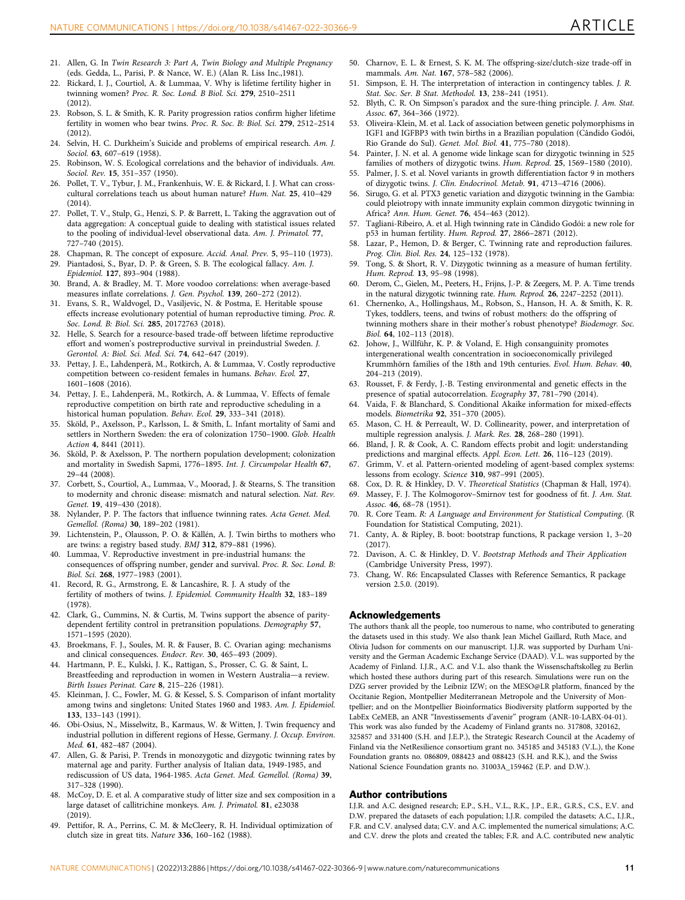21. Allen, G. In *Twin Research 3: Part A, Twin Biology and Multiple Pregnancy* (eds. Gedda, L., Parisi, P. & Nance, W. E.) (Alan R. Liss Inc.,1981).
22. Rickard, I. J., Courtiol, A. & Lummaa, V. Why is lifetime fertility higher in twinning women? *Proc. R. Soc. Lond. B Biol. Sci.* **279**, 2510–2511 (2012).
23. Robson, S. L. & Smith, K. R. Parity progression ratios confirm higher lifetime fertility in women who bear twins. *Proc. R. Soc. B: Biol. Sci.* **279**, 2512–2514 (2012).
24. Selvin, H. C. Durkheim's Suicide and problems of empirical research. *Am. J. Sociol.* **63**, 607–619 (1958).
25. Robinson, W. S. Ecological correlations and the behavior of individuals. *Am. Sociol. Rev.* **15**, 351–357 (1950).
26. Pollet, T. V., Tybur, J. M., Frankenhuis, W. E. & Rickard, I. J. What can cross-cultural correlations teach us about human nature? *Hum. Nat.* **25**, 410–429 (2014).
27. Pollet, T. V., Stulp, G., Henzi, S. P. & Barrett, L. Taking the aggravation out of data aggregation: A conceptual guide to dealing with statistical issues related to the pooling of individual-level observational data. *Am. J. Primatol.* **77**, 727–740 (2015).
28. Chapman, R. The concept of exposure. *Accid. Anal. Prev.* **5**, 95–110 (1973).
29. Piantadosi, S., Byar, D. P. & Green, S. B. The ecological fallacy. *Am. J. Epidemiol.* **127**, 893–904 (1988).
30. Brand, A. & Bradley, M. T. More voodoo correlations: when average-based measures inflate correlations. *J. Gen. Psychol.* **139**, 260–272 (2012).
31. Evans, S. R., Waldvogel, D., Vasiljevic, N. & Postma, E. Heritable spouse effects increase evolutionary potential of human reproductive timing. *Proc. R. Soc. Lond. B: Biol. Sci.* **285**, 20172763 (2018).
32. Helle, S. Search for a resource-based trade-off between lifetime reproductive effort and women's postreproductive survival in preindustrial Sweden. *J. Gerontol. A: Biol. Sci. Med. Sci.* **74**, 642–647 (2019).
33. Pettay, J. E., Lahdenperä, M., Rotkirch, A. & Lummaa, V. Costly reproductive competition between co-resident females in humans. *Behav. Ecol.* **27**, 1601–1608 (2016).
34. Pettay, J. E., Lahdenperä, M., Rotkirch, A. & Lummaa, V. Effects of female reproductive competition on birth rate and reproductive scheduling in a historical human population. *Behav. Ecol.* **29**, 333–341 (2018).
35. Sköld, P., Axelsson, P., Karlsson, L. & Smith, L. Infant mortality of Sami and settlers in Northern Sweden: the era of colonization 1750–1900. *Glob. Health Action* **4**, 8441 (2011).
36. Sköld, P. & Axelsson, P. The northern population development; colonization and mortality in Swedish Sapmi, 1776–1895. *Int. J. Circumpolar Health* **67**, 29–44 (2008).
37. Corbett, S., Courtiol, A., Lummaa, V., Moorad, J. & Stearns, S. The transition to modernity and chronic disease: mismatch and natural selection. *Nat. Rev. Genet.* **19**, 419–430 (2018).
38. Nylander, P. P. The factors that influence twinning rates. *Acta Genet. Med. Gemellol. (Roma)* **30**, 189–202 (1981).
39. Lichtenstein, P., Olausson, P. O. & Källén, A. J. Twin births to mothers who are twins: a registry based study. *BMJ* **312**, 879–881 (1996).
40. Lummaa, V. Reproductive investment in pre-industrial humans: the consequences of offspring number, gender and survival. *Proc. R. Soc. Lond. B: Biol. Sci.* **268**, 1977–1983 (2001).
41. Record, R. G., Armstrong, E. & Lancashire, R. J. A study of the fertility of mothers of twins. *J. Epidemiol. Community Health* **32**, 183–189 (1978).
42. Clark, G., Cummins, N. & Curtis, M. Twins support the absence of parity-dependent fertility control in pretransition populations. *Demography* **57**, 1571–1595 (2020).
43. Broekmans, F. J., Soules, M. R. & Fauser, B. C. Ovarian aging: mechanisms and clinical consequences. *Endocr. Rev.* **30**, 465–493 (2009).
44. Hartmann, P. E., Kulski, J. K., Rattigan, S., Prosser, C. G. & Saint, L. Breastfeeding and reproduction in women in Western Australia—a review. *Birth Issues Perinat. Care* **8**, 215–226 (1981).
45. Kleinman, J. C., Fowler, M. G. & Kessel, S. S. Comparison of infant mortality among twins and singletons: United States 1960 and 1983. *Am. J. Epidemiol.* **133**, 133–143 (1991).
46. Obi-Osius, N., Misselwitz, B., Karmaus, W. & Witten, J. Twin frequency and industrial pollution in different regions of Hesse, Germany. *J. Occup. Environ. Med.* **61**, 482–487 (2004).
47. Allen, G. & Parisi, P. Trends in monozygotic and dizygotic twinning rates by maternal age and parity. Further analysis of Italian data, 1949-1985, and rediscussion of US data, 1964-1985. *Acta Genet. Med. Gemellol. (Roma)* **39**, 317–328 (1990).
48. McCoy, D. E. et al. A comparative study of litter size and sex composition in a large dataset of callitrichine monkeys. *Am. J. Primatol.* **81**, e23038 (2019).
49. Pettifor, R. A., Perrins, C. M. & McCleery, R. H. Individual optimization of clutch size in great tits. *Nature* **336**, 160–162 (1988).
50. Charnov, E. L. & Ernest, S. K. M. The offspring-size/clutch-size trade-off in mammals. *Am. Nat.* **167**, 578–582 (2006).
51. Simpson, E. H. The interpretation of interaction in contingency tables. *J. R. Stat. Soc. Ser. B Stat. Methodol.* **13**, 238–241 (1951).
52. Blyth, C. R. On Simpson's paradox and the sure-thing principle. *J. Am. Stat. Assoc.* **67**, 364–366 (1972).
53. Oliveira-Klein, M. et al. Lack of association between genetic polymorphisms in IGF1 and IGFBP3 with twin births in a Brazilian population (Cândido Godói, Rio Grande do Sul). *Genet. Mol. Biol.* **41**, 775–780 (2018).
54. Painter, J. N. et al. A genome wide linkage scan for dizygotic twinning in 525 families of mothers of dizygotic twins. *Hum. Reprod.* **25**, 1569–1580 (2010).
55. Palmer, J. S. et al. Novel variants in growth differentiation factor 9 in mothers of dizygotic twins. *J. Clin. Endocrinol. Metab.* **91**, 4713–4716 (2006).
56. Sirugo, G. et al. PTX3 genetic variation and dizygotic twinning in the Gambia: could pleiotropy with innate immunity explain common dizygotic twinning in Africa? *Ann. Hum. Genet.* **76**, 454–463 (2012).
57. Tagliani-Ribeiro, A. et al. High twinning rate in Cândido Godói: a new role for p53 in human fertility. *Hum. Reprod.* **27**, 2866–2871 (2012).
58. Lazar, P., Hemon, D. & Berger, C. Twinning rate and reproduction failures. *Prog. Clin. Biol. Res.* **24**, 125–132 (1978).
59. Tong, S. & Short, R. V. Dizygotic twinning as a measure of human fertility. *Hum. Reprod.* **13**, 95–98 (1998).
60. Derom, C., Gielen, M., Peeters, H., Frijns, J.-P. & Zeegers, M. P. A. Time trends in the natural dizygotic twinning rate. *Hum. Reprod.* **26**, 2247–2252 (2011).
61. Chernenko, A., Hollingshaus, M., Robson, S., Hanson, H. A. & Smith, K. R. Tykes, toddlers, teens, and twins of robust mothers: do the offspring of twinning mothers share in their mother's robust phenotype? *Biodemogr. Soc. Biol.* **64**, 102–113 (2018).
62. Johow, J., Willführ, K. P. & Voland, E. High consanguinity promotes intergenerational wealth concentration in socioeconomically privileged Krummhörn families of the 18th and 19th centuries. *Evol. Hum. Behav.* **40**, 204–213 (2019).
63. Rousset, F. & Ferdy, J.-B. Testing environmental and genetic effects in the presence of spatial autocorrelation. *Ecography* **37**, 781–790 (2014).
64. Vaida, F. & Blanchard, S. Conditional Akaike information for mixed-effects models. *Biometrika* **92**, 351–370 (2005).
65. Mason, C. H. & Perreault, W. D. Collinearity, power, and interpretation of multiple regression analysis. *J. Mark. Res.* **28**, 268–280 (1991).
66. Bland, J. R. & Cook, A. C. Random effects probit and logit: understanding predictions and marginal effects. *Appl. Econ. Lett.* **26**, 116–123 (2019).
67. Grimm, V. et al. Pattern-oriented modeling of agent-based complex systems: lessons from ecology. *Science* **310**, 987–991 (2005).
68. Cox, D. R. & Hinkley, D. V. *Theoretical Statistics* (Chapman & Hall, 1974).
69. Massey, F. J. The Kolmogorov–Smirnov test for goodness of fit. *J. Am. Stat. Assoc.* **46**, 68–78 (1951).
70. R. Core Team. *R: A Language and Environment for Statistical Computing*. (R Foundation for Statistical Computing, 2021).
71. Canty, A. & Ripley, B. boot: bootstrap functions, R package version 1, 3–20 (2017).
72. Davison, A. C. & Hinkley, D. V. *Bootstrap Methods and Their Application* (Cambridge University Press, 1997).
73. Chang, W. R6: Encapsulated Classes with Reference Semantics, R package version 2.5.0. (2019).

## Acknowledgements

The authors thank all the people, too numerous to name, who contributed to generating the datasets used in this study. We also thank Jean Michel Gaillard, Ruth Mace, and Olivia Judson for comments on our manuscript. I.J.R. was supported by Durham University and the German Academic Exchange Service (DAAD). V.L. was supported by the Academy of Finland. I.J.R., A.C. and V.L. also thank the Wissenschaftskolleg zu Berlin which hosted these authors during part of this research. Simulations were run on the DZG server provided by the Leibniz IZW; on the MESO@LR platform, financed by the Occitanie Region, Montpellier Mediterranean Metropole and the University of Montpellier; and on the Montpellier Bioinformatics Biodiversity platform supported by the LabEx CeMEB, an ANR "Investissements d'avenir" program (ANR-10-LABX-04-01). This work was also funded by the Academy of Finland grants no. 317808, 320162, 325857 and 331400 (S.H. and J.E.P.), the Strategic Research Council at the Academy of Finland via the NetResilience consortium grant no. 345185 and 345183 (V.L.), the Kone Foundation grants no. 086809, 088423 and 088423 (S.H. and R.K.), and the Swiss National Science Foundation grants no. 31003A_159462 (E.P. and D.W.).

## Author contributions

I.J.R. and A.C. designed research; E.P., S.H., V.L., R.K., J.P., E.R., G.R.S., C.S., E.V. and D.W. prepared the datasets of each population; I.J.R. compiled the datasets; A.C., I.J.R., F.R. and C.V. analysed data; C.V. and A.C. implemented the numerical simulations; A.C. and C.V. drew the plots and created the tables; F.R. and A.C. contributed new analytic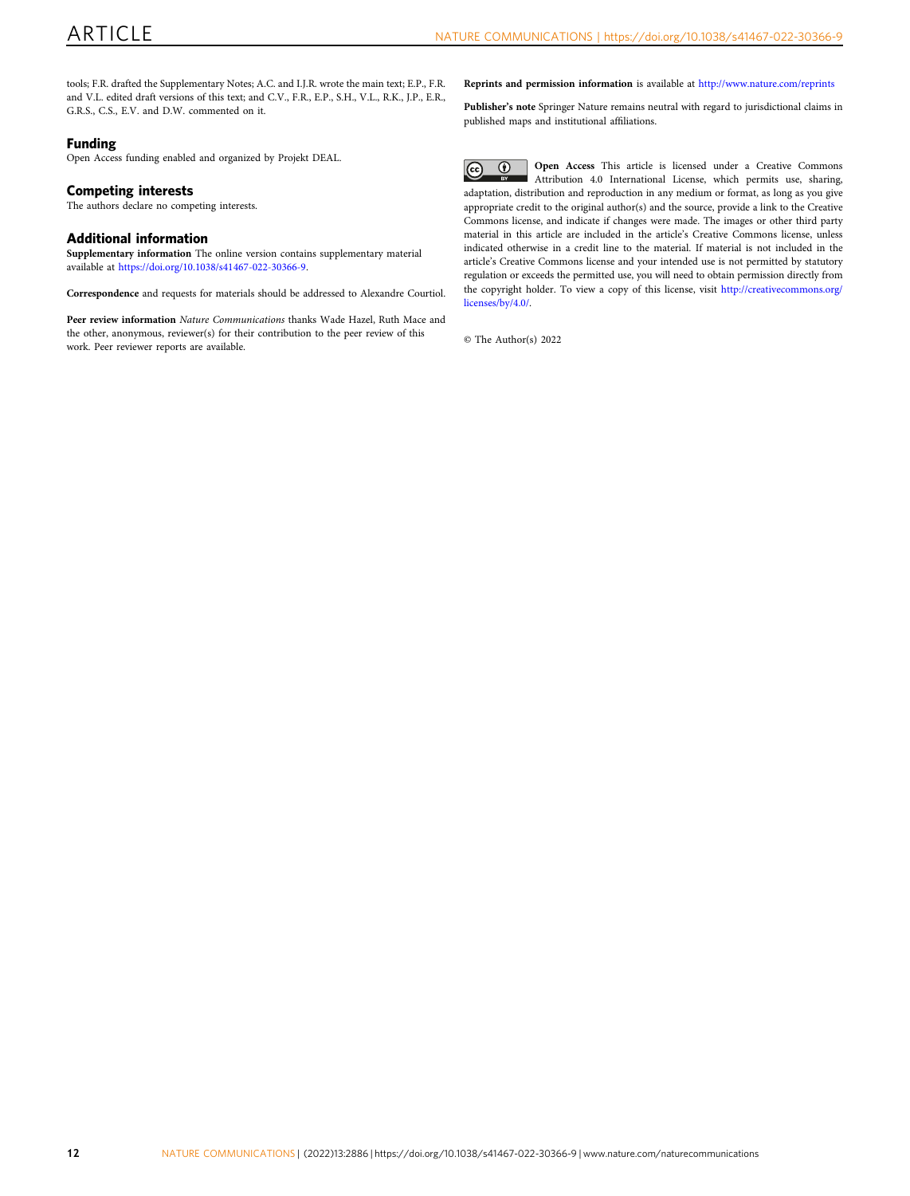tools; F.R. drafted the Supplementary Notes; A.C. and I.J.R. wrote the main text; E.P., F.R. and V.L. edited draft versions of this text; and C.V., F.R., E.P., S.H., V.L., R.K., J.P., E.R., G.R.S., C.S., E.V. and D.W. commented on it.

## Funding

Open Access funding enabled and organized by Projekt DEAL.

## Competing interests

The authors declare no competing interests.

## Additional information

**Supplementary information** The online version contains supplementary material available at https://doi.org/10.1038/s41467-022-30366-9.

**Correspondence** and requests for materials should be addressed to Alexandre Courtiol.

**Peer review information** *Nature Communications* thanks Wade Hazel, Ruth Mace and the other, anonymous, reviewer(s) for their contribution to the peer review of this work. Peer reviewer reports are available.

**Reprints and permission information** is available at http://www.nature.com/reprints

**Publisher's note** Springer Nature remains neutral with regard to jurisdictional claims in published maps and institutional affiliations.

**Open Access** This article is licensed under a Creative Commons Attribution 4.0 International License, which permits use, sharing, adaptation, distribution and reproduction in any medium or format, as long as you give appropriate credit to the original author(s) and the source, provide a link to the Creative Commons license, and indicate if changes were made. The images or other third party material in this article are included in the article's Creative Commons license, unless indicated otherwise in a credit line to the material. If material is not included in the article's Creative Commons license and your intended use is not permitted by statutory regulation or exceeds the permitted use, you will need to obtain permission directly from the copyright holder. To view a copy of this license, visit http://creativecommons.org/licenses/by/4.0/.

© The Author(s) 2022